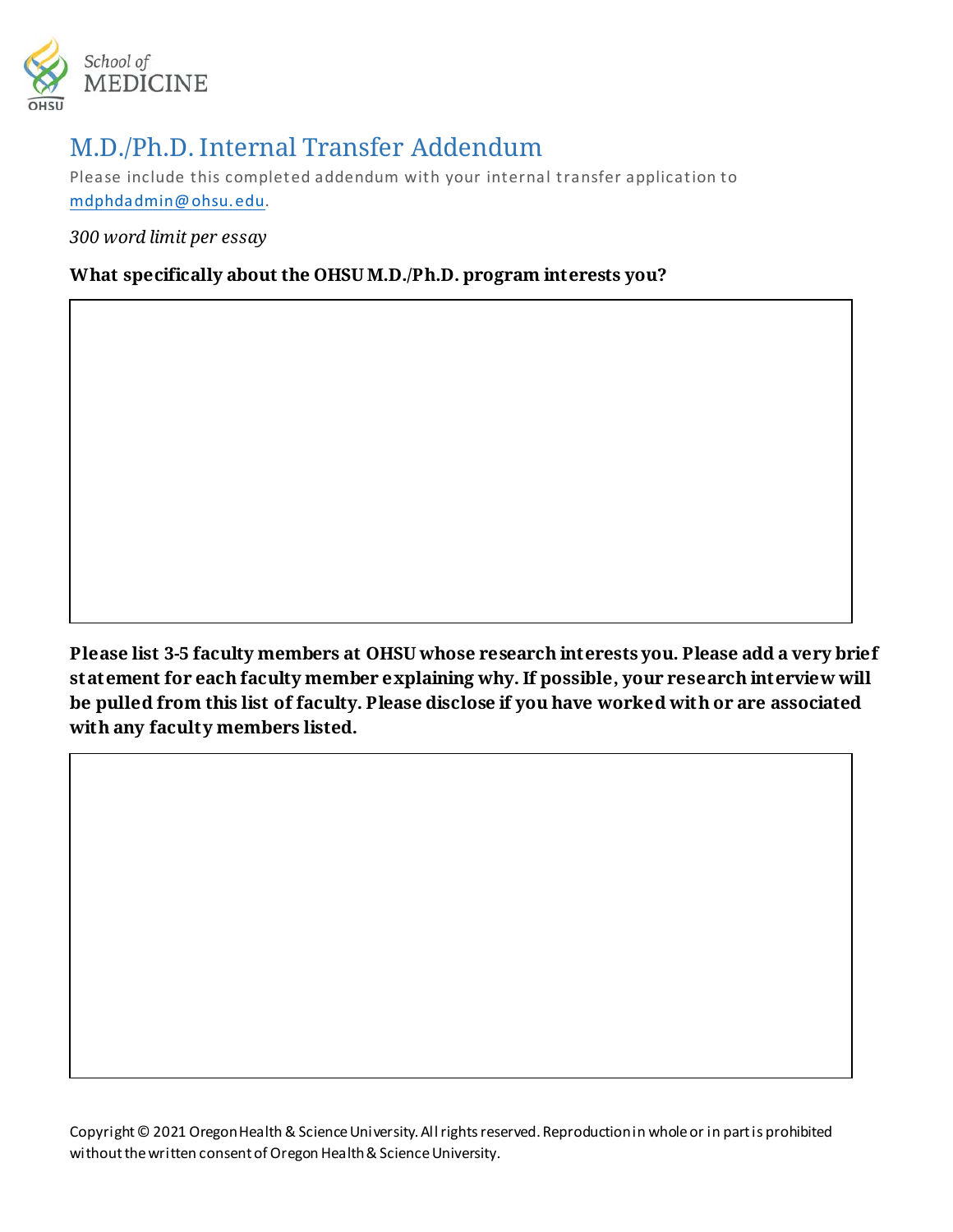School of MEDICINE

OHSU

# M.D./Ph.D. Internal Transfer Addendum

Please include this completed addendum with your internal transfer application to mdphdadmin@ohsu.edu.

*300 word limit per essay*

**What specifically about the OHSU M.D./Ph.D. program interests you?**

**Please list 3-5 faculty members at OHSU whose research interests you. Please add a very brief statement for each faculty member explaining why. If possible, your research interview will be pulled from this list of faculty. Please disclose if you have worked with or are associated with any faculty members listed.**

Copyright © 2021 Oregon Health & Science University. All rights reserved. Reproduction in whole or in part is prohibited without the written consent of Oregon Health & Science University.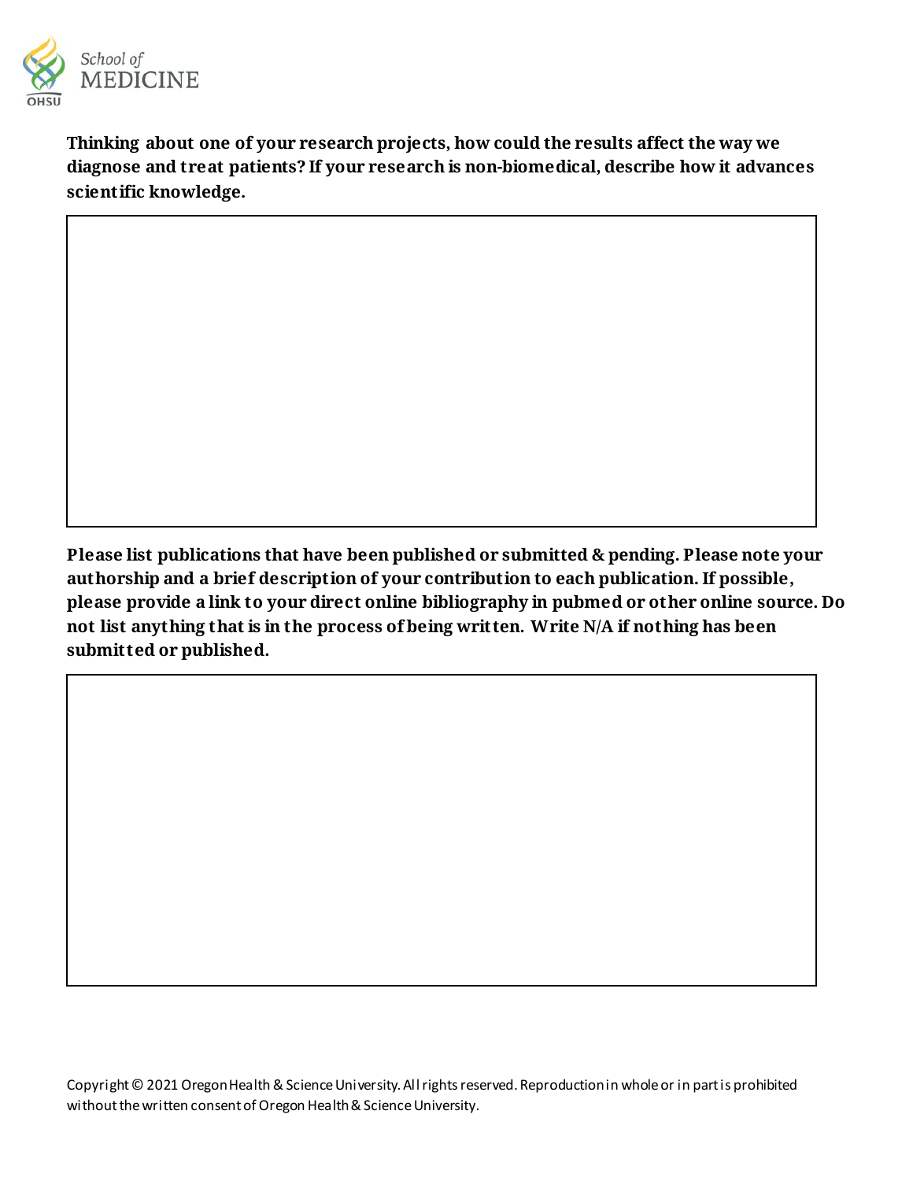**Thinking about one of your research projects, how could the results affect the way we diagnose and treat patients? If your research is non-biomedical, describe how it advances scientific knowledge.**

| |
|---|
| |

**Please list publications that have been published or submitted & pending. Please note your authorship and a brief description of your contribution to each publication. If possible, please provide a link to your direct online bibliography in pubmed or other online source. Do not list anything that is in the process of being written. Write N/A if nothing has been submitted or published.**

| |
|---|
| |

Copyright © 2021 Oregon Health & Science University. All rights reserved. Reproduction in whole or in part is prohibited without the written consent of Oregon Health & Science University.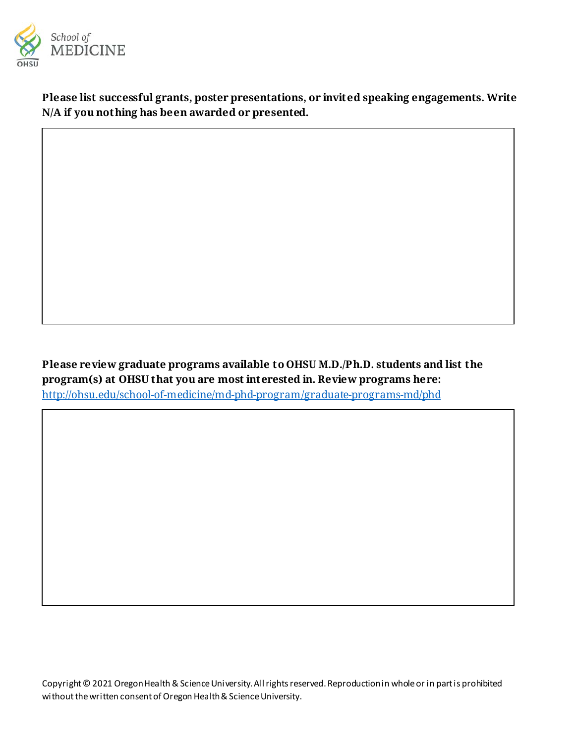**Please list successful grants, poster presentations, or invited speaking engagements. Write N/A if you nothing has been awarded or presented.**

**Please review graduate programs available to OHSU M.D./Ph.D. students and list the program(s) at OHSU that you are most interested in. Review programs here:** http://ohsu.edu/school-of-medicine/md-phd-program/graduate-programs-md/phd

Copyright © 2021 Oregon Health & Science University. All rights reserved. Reproduction in whole or in part is prohibited without the written consent of Oregon Health & Science University.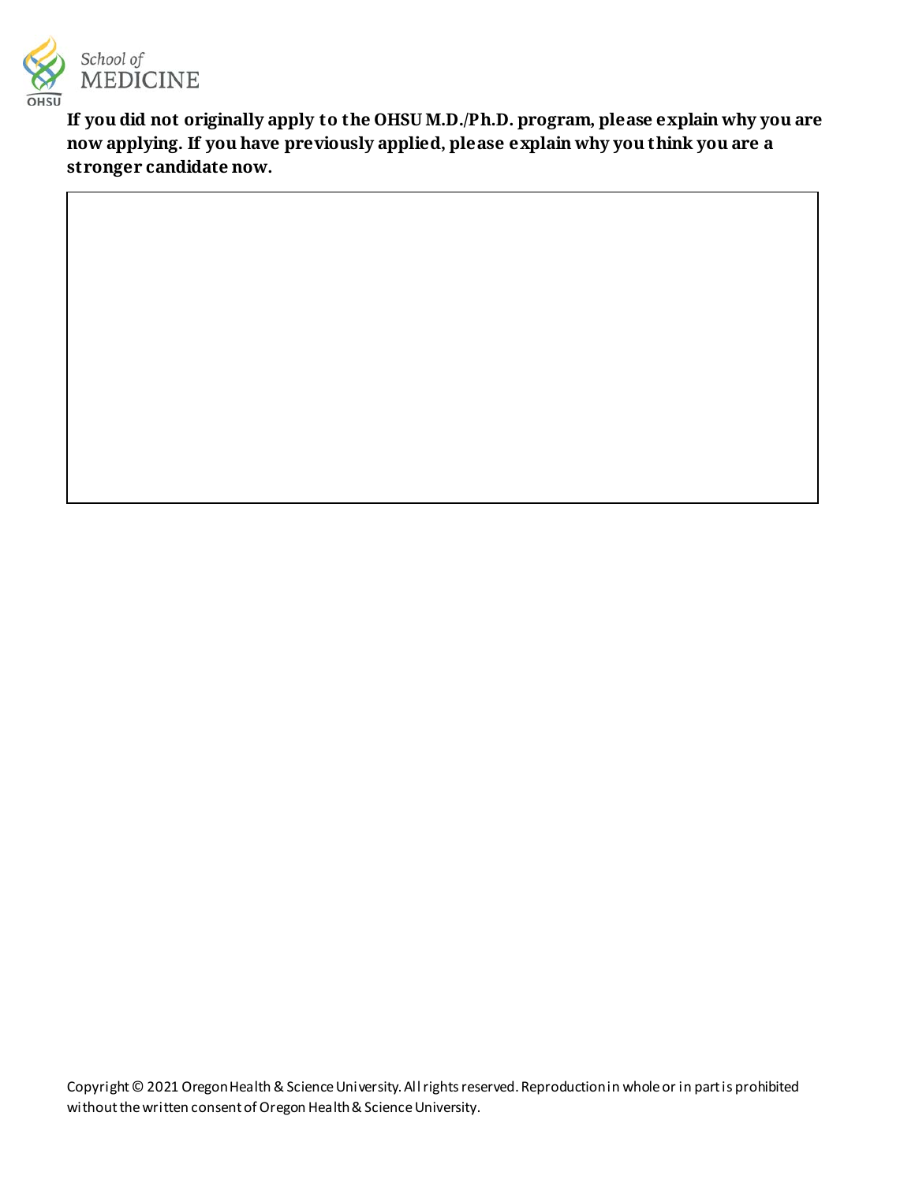**If you did not originally apply to the OHSU M.D./Ph.D. program, please explain why you are now applying. If you have previously applied, please explain why you think you are a stronger candidate now.**

Copyright © 2021 Oregon Health & Science University. All rights reserved. Reproduction in whole or in part is prohibited without the written consent of Oregon Health & Science University.